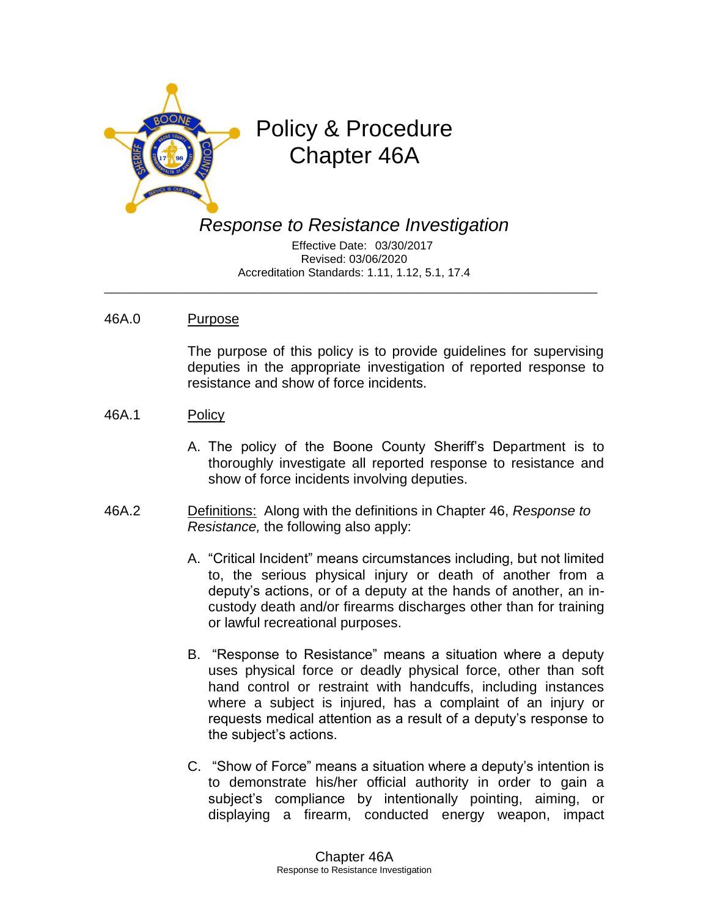# Policy & Procedure Chapter 46A

## *Response to Resistance Investigation*

Effective Date: 03/30/2017
Revised: 03/06/2020
Accreditation Standards: 1.11, 1.12, 5.1, 17.4

---

46A.0 Purpose

The purpose of this policy is to provide guidelines for supervising deputies in the appropriate investigation of reported response to resistance and show of force incidents.

46A.1 Policy

A. The policy of the Boone County Sheriff's Department is to thoroughly investigate all reported response to resistance and show of force incidents involving deputies.

46A.2 Definitions: Along with the definitions in Chapter 46, *Response to Resistance,* the following also apply:

A. "Critical Incident" means circumstances including, but not limited to, the serious physical injury or death of another from a deputy's actions, or of a deputy at the hands of another, an in-custody death and/or firearms discharges other than for training or lawful recreational purposes.

B. "Response to Resistance" means a situation where a deputy uses physical force or deadly physical force, other than soft hand control or restraint with handcuffs, including instances where a subject is injured, has a complaint of an injury or requests medical attention as a result of a deputy's response to the subject's actions.

C. "Show of Force" means a situation where a deputy's intention is to demonstrate his/her official authority in order to gain a subject's compliance by intentionally pointing, aiming, or displaying a firearm, conducted energy weapon, impact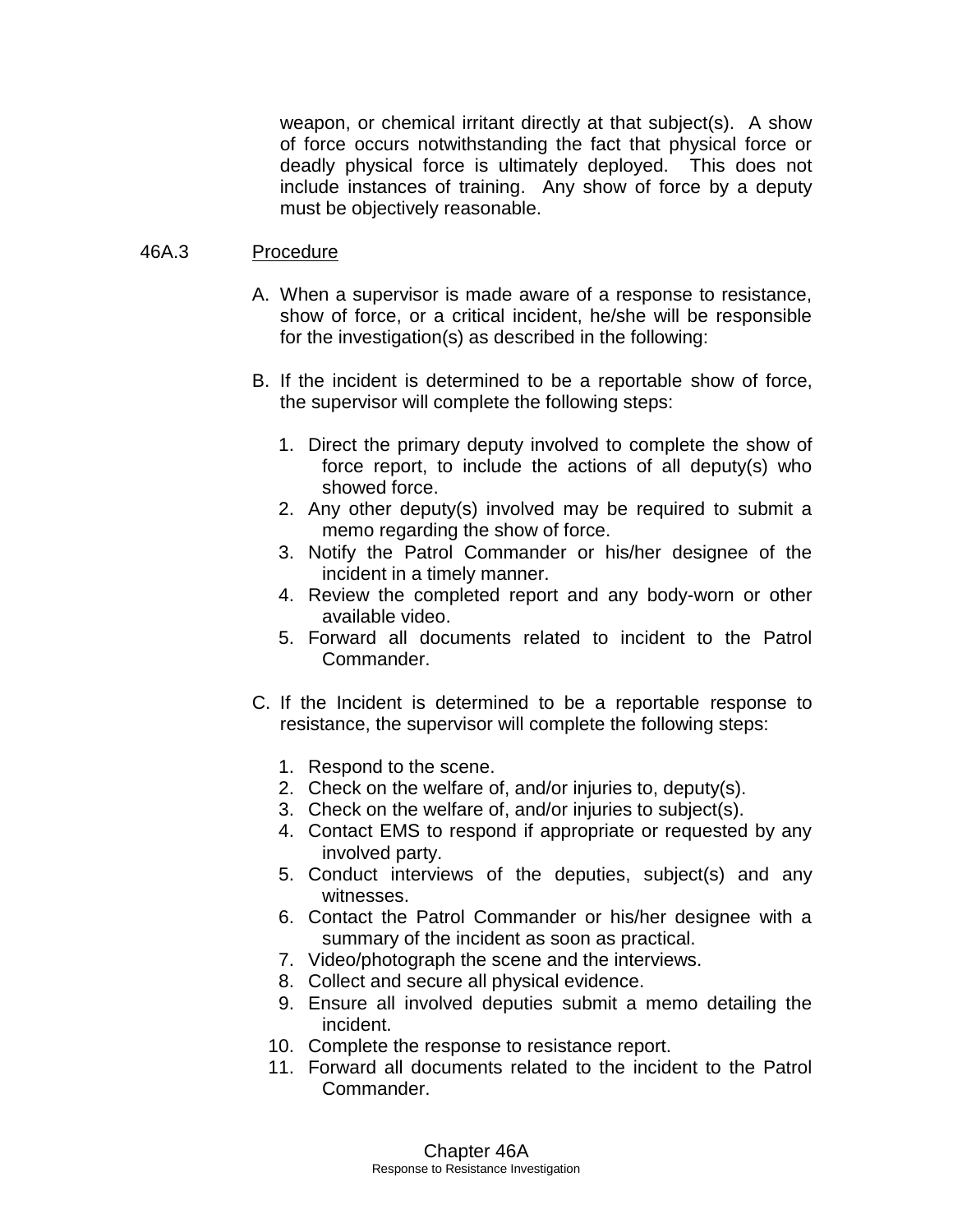weapon, or chemical irritant directly at that subject(s). A show of force occurs notwithstanding the fact that physical force or deadly physical force is ultimately deployed. This does not include instances of training. Any show of force by a deputy must be objectively reasonable.

## 46A.3 Procedure

A. When a supervisor is made aware of a response to resistance, show of force, or a critical incident, he/she will be responsible for the investigation(s) as described in the following:

B. If the incident is determined to be a reportable show of force, the supervisor will complete the following steps:

   1. Direct the primary deputy involved to complete the show of force report, to include the actions of all deputy(s) who showed force.
   2. Any other deputy(s) involved may be required to submit a memo regarding the show of force.
   3. Notify the Patrol Commander or his/her designee of the incident in a timely manner.
   4. Review the completed report and any body-worn or other available video.
   5. Forward all documents related to incident to the Patrol Commander.

C. If the Incident is determined to be a reportable response to resistance, the supervisor will complete the following steps:

   1. Respond to the scene.
   2. Check on the welfare of, and/or injuries to, deputy(s).
   3. Check on the welfare of, and/or injuries to subject(s).
   4. Contact EMS to respond if appropriate or requested by any involved party.
   5. Conduct interviews of the deputies, subject(s) and any witnesses.
   6. Contact the Patrol Commander or his/her designee with a summary of the incident as soon as practical.
   7. Video/photograph the scene and the interviews.
   8. Collect and secure all physical evidence.
   9. Ensure all involved deputies submit a memo detailing the incident.
   10. Complete the response to resistance report.
   11. Forward all documents related to the incident to the Patrol Commander.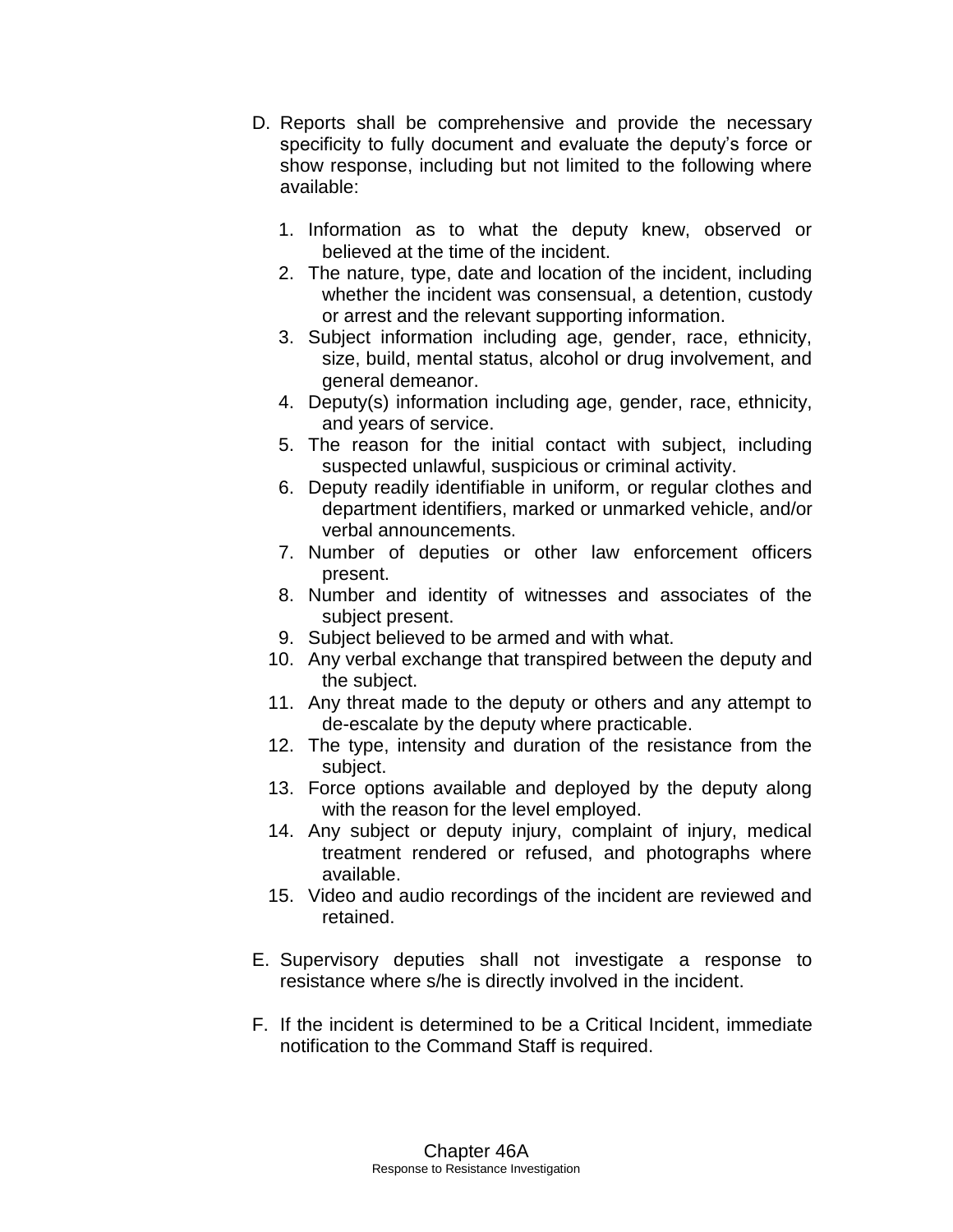D. Reports shall be comprehensive and provide the necessary specificity to fully document and evaluate the deputy's force or show response, including but not limited to the following where available:

   1. Information as to what the deputy knew, observed or believed at the time of the incident.
   2. The nature, type, date and location of the incident, including whether the incident was consensual, a detention, custody or arrest and the relevant supporting information.
   3. Subject information including age, gender, race, ethnicity, size, build, mental status, alcohol or drug involvement, and general demeanor.
   4. Deputy(s) information including age, gender, race, ethnicity, and years of service.
   5. The reason for the initial contact with subject, including suspected unlawful, suspicious or criminal activity.
   6. Deputy readily identifiable in uniform, or regular clothes and department identifiers, marked or unmarked vehicle, and/or verbal announcements.
   7. Number of deputies or other law enforcement officers present.
   8. Number and identity of witnesses and associates of the subject present.
   9. Subject believed to be armed and with what.
   10. Any verbal exchange that transpired between the deputy and the subject.
   11. Any threat made to the deputy or others and any attempt to de-escalate by the deputy where practicable.
   12. The type, intensity and duration of the resistance from the subject.
   13. Force options available and deployed by the deputy along with the reason for the level employed.
   14. Any subject or deputy injury, complaint of injury, medical treatment rendered or refused, and photographs where available.
   15. Video and audio recordings of the incident are reviewed and retained.

E. Supervisory deputies shall not investigate a response to resistance where s/he is directly involved in the incident.

F. If the incident is determined to be a Critical Incident, immediate notification to the Command Staff is required.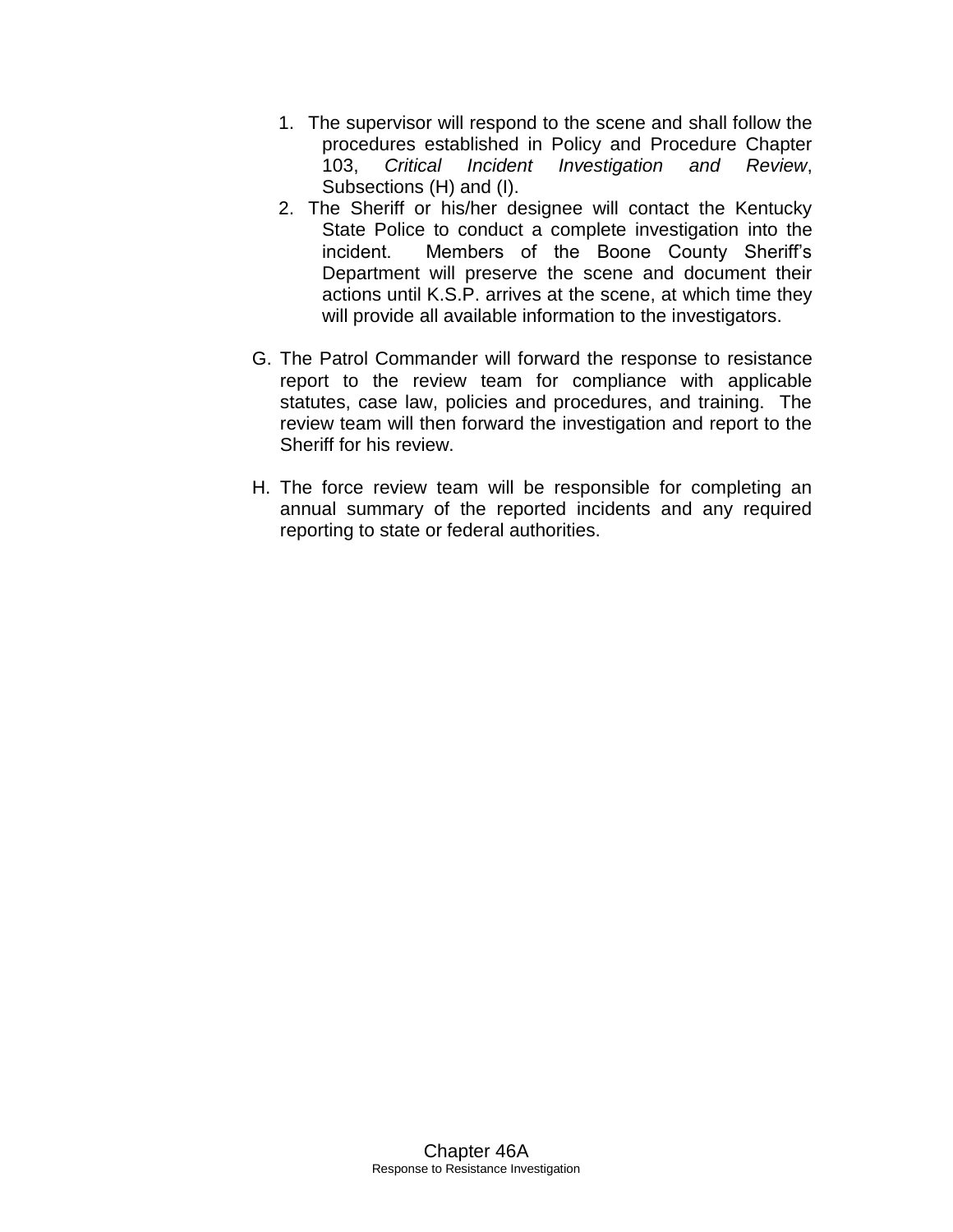1. The supervisor will respond to the scene and shall follow the procedures established in Policy and Procedure Chapter 103, *Critical Incident Investigation and Review*, Subsections (H) and (I).
2. The Sheriff or his/her designee will contact the Kentucky State Police to conduct a complete investigation into the incident. Members of the Boone County Sheriff's Department will preserve the scene and document their actions until K.S.P. arrives at the scene, at which time they will provide all available information to the investigators.

G. The Patrol Commander will forward the response to resistance report to the review team for compliance with applicable statutes, case law, policies and procedures, and training. The review team will then forward the investigation and report to the Sheriff for his review.

H. The force review team will be responsible for completing an annual summary of the reported incidents and any required reporting to state or federal authorities.